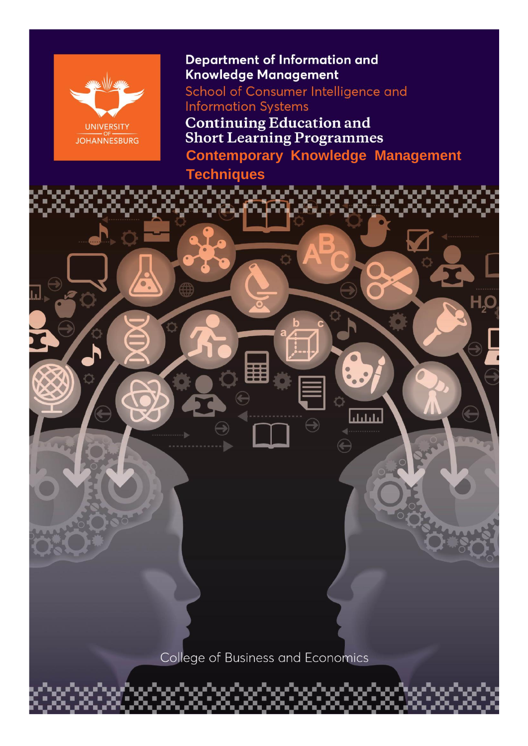UNIVERSITY OF JOHANNESBURG

**Department of Information and Knowledge Management**

School of Consumer Intelligence and Information Systems

**Continuing Education and Short Learning Programmes**

# Contemporary Knowledge Management Techniques

College of Business and Economics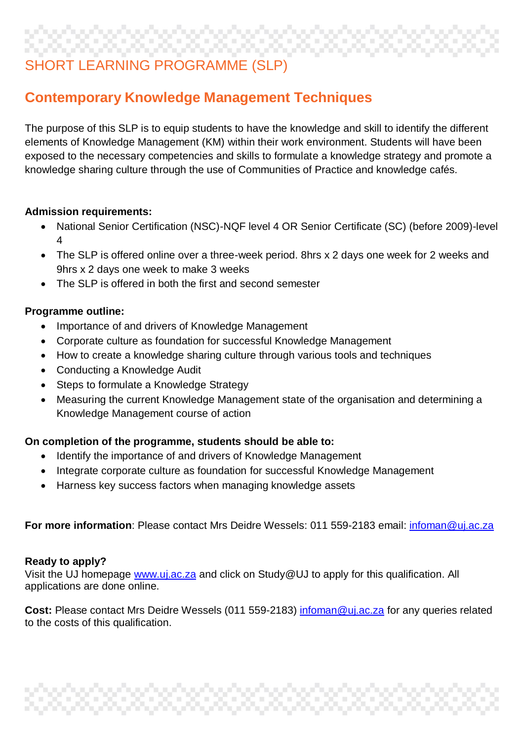# SHORT LEARNING PROGRAMME (SLP)

## Contemporary Knowledge Management Techniques

The purpose of this SLP is to equip students to have the knowledge and skill to identify the different elements of Knowledge Management (KM) within their work environment. Students will have been exposed to the necessary competencies and skills to formulate a knowledge strategy and promote a knowledge sharing culture through the use of Communities of Practice and knowledge cafés.

**Admission requirements:**

- National Senior Certification (NSC)-NQF level 4 OR Senior Certificate (SC) (before 2009)-level 4
- The SLP is offered online over a three-week period. 8hrs x 2 days one week for 2 weeks and 9hrs x 2 days one week to make 3 weeks
- The SLP is offered in both the first and second semester

**Programme outline:**

- Importance of and drivers of Knowledge Management
- Corporate culture as foundation for successful Knowledge Management
- How to create a knowledge sharing culture through various tools and techniques
- Conducting a Knowledge Audit
- Steps to formulate a Knowledge Strategy
- Measuring the current Knowledge Management state of the organisation and determining a Knowledge Management course of action

**On completion of the programme, students should be able to:**

- Identify the importance of and drivers of Knowledge Management
- Integrate corporate culture as foundation for successful Knowledge Management
- Harness key success factors when managing knowledge assets

**For more information**: Please contact Mrs Deidre Wessels: 011 559-2183 email: infoman@uj.ac.za

**Ready to apply?**
Visit the UJ homepage www.uj.ac.za and click on Study@UJ to apply for this qualification. All applications are done online.

**Cost:** Please contact Mrs Deidre Wessels (011 559-2183) infoman@uj.ac.za for any queries related to the costs of this qualification.